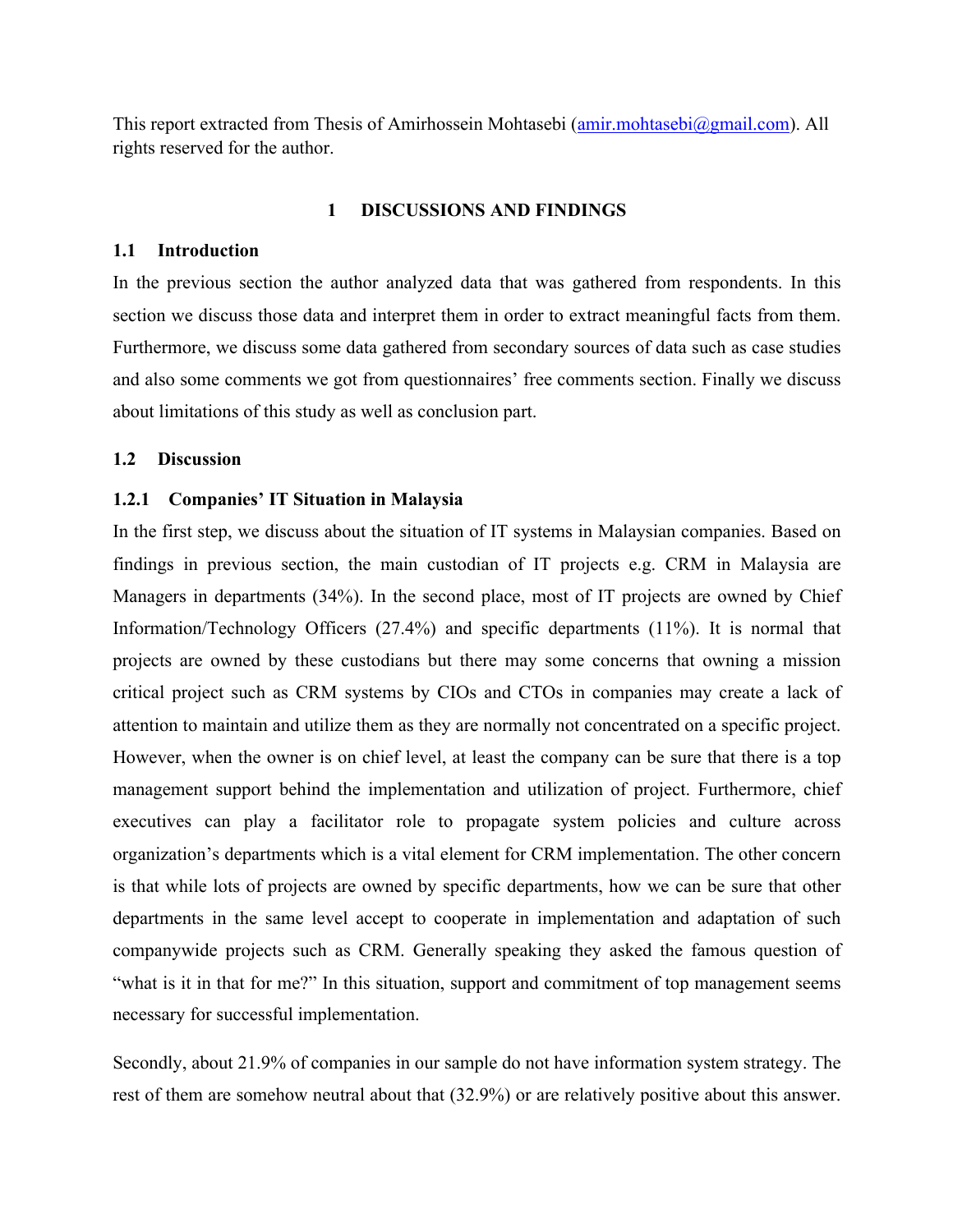This report extracted from Thesis of Amirhossein Mohtasebi (amir.mohtasebi@gmail.com). All rights reserved for the author.

# 1 DISCUSSIONS AND FINDINGS

## 1.1 Introduction

In the previous section the author analyzed data that was gathered from respondents. In this section we discuss those data and interpret them in order to extract meaningful facts from them. Furthermore, we discuss some data gathered from secondary sources of data such as case studies and also some comments we got from questionnaires' free comments section. Finally we discuss about limitations of this study as well as conclusion part.

## 1.2 Discussion

### 1.2.1 Companies' IT Situation in Malaysia

In the first step, we discuss about the situation of IT systems in Malaysian companies. Based on findings in previous section, the main custodian of IT projects e.g. CRM in Malaysia are Managers in departments (34%). In the second place, most of IT projects are owned by Chief Information/Technology Officers (27.4%) and specific departments (11%). It is normal that projects are owned by these custodians but there may some concerns that owning a mission critical project such as CRM systems by CIOs and CTOs in companies may create a lack of attention to maintain and utilize them as they are normally not concentrated on a specific project. However, when the owner is on chief level, at least the company can be sure that there is a top management support behind the implementation and utilization of project. Furthermore, chief executives can play a facilitator role to propagate system policies and culture across organization's departments which is a vital element for CRM implementation. The other concern is that while lots of projects are owned by specific departments, how we can be sure that other departments in the same level accept to cooperate in implementation and adaptation of such companywide projects such as CRM. Generally speaking they asked the famous question of "what is it in that for me?" In this situation, support and commitment of top management seems necessary for successful implementation.

Secondly, about 21.9% of companies in our sample do not have information system strategy. The rest of them are somehow neutral about that (32.9%) or are relatively positive about this answer.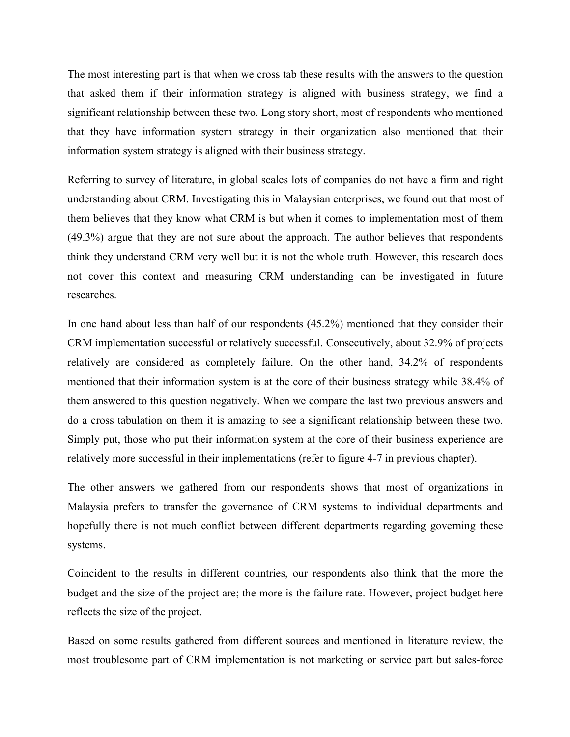The most interesting part is that when we cross tab these results with the answers to the question that asked them if their information strategy is aligned with business strategy, we find a significant relationship between these two. Long story short, most of respondents who mentioned that they have information system strategy in their organization also mentioned that their information system strategy is aligned with their business strategy.

Referring to survey of literature, in global scales lots of companies do not have a firm and right understanding about CRM. Investigating this in Malaysian enterprises, we found out that most of them believes that they know what CRM is but when it comes to implementation most of them (49.3%) argue that they are not sure about the approach. The author believes that respondents think they understand CRM very well but it is not the whole truth. However, this research does not cover this context and measuring CRM understanding can be investigated in future researches.

In one hand about less than half of our respondents (45.2%) mentioned that they consider their CRM implementation successful or relatively successful. Consecutively, about 32.9% of projects relatively are considered as completely failure. On the other hand, 34.2% of respondents mentioned that their information system is at the core of their business strategy while 38.4% of them answered to this question negatively. When we compare the last two previous answers and do a cross tabulation on them it is amazing to see a significant relationship between these two. Simply put, those who put their information system at the core of their business experience are relatively more successful in their implementations (refer to figure 4-7 in previous chapter).

The other answers we gathered from our respondents shows that most of organizations in Malaysia prefers to transfer the governance of CRM systems to individual departments and hopefully there is not much conflict between different departments regarding governing these systems.

Coincident to the results in different countries, our respondents also think that the more the budget and the size of the project are; the more is the failure rate. However, project budget here reflects the size of the project.

Based on some results gathered from different sources and mentioned in literature review, the most troublesome part of CRM implementation is not marketing or service part but sales-force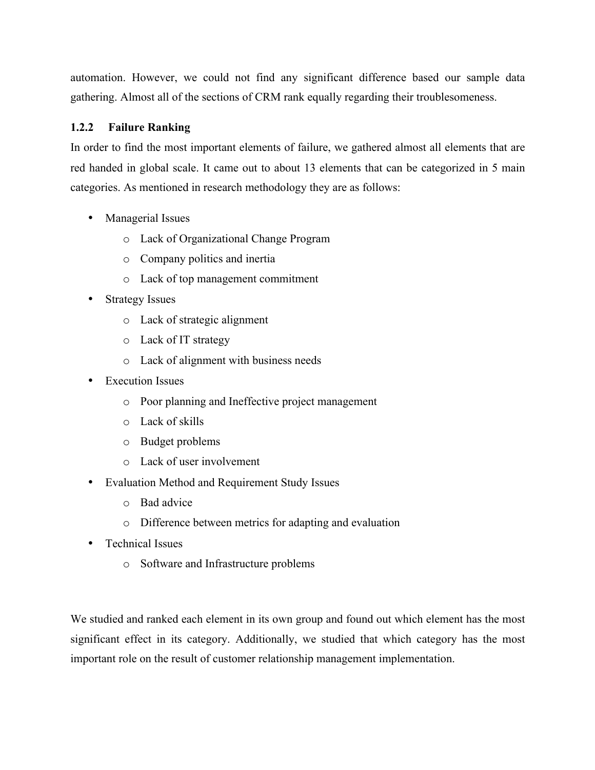automation. However, we could not find any significant difference based our sample data gathering. Almost all of the sections of CRM rank equally regarding their troublesomeness.

### 1.2.2 Failure Ranking

In order to find the most important elements of failure, we gathered almost all elements that are red handed in global scale. It came out to about 13 elements that can be categorized in 5 main categories. As mentioned in research methodology they are as follows:

- Managerial Issues
  - Lack of Organizational Change Program
  - Company politics and inertia
  - Lack of top management commitment
- Strategy Issues
  - Lack of strategic alignment
  - Lack of IT strategy
  - Lack of alignment with business needs
- Execution Issues
  - Poor planning and Ineffective project management
  - Lack of skills
  - Budget problems
  - Lack of user involvement
- Evaluation Method and Requirement Study Issues
  - Bad advice
  - Difference between metrics for adapting and evaluation
- Technical Issues
  - Software and Infrastructure problems

We studied and ranked each element in its own group and found out which element has the most significant effect in its category. Additionally, we studied that which category has the most important role on the result of customer relationship management implementation.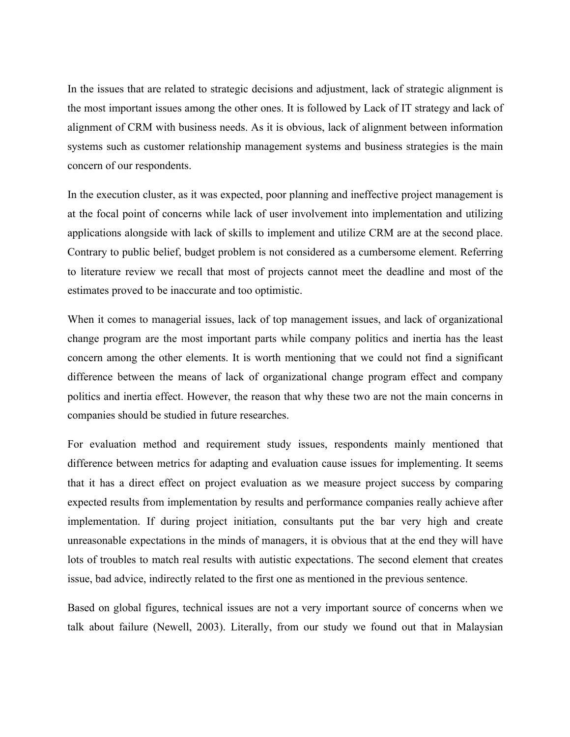In the issues that are related to strategic decisions and adjustment, lack of strategic alignment is the most important issues among the other ones. It is followed by Lack of IT strategy and lack of alignment of CRM with business needs. As it is obvious, lack of alignment between information systems such as customer relationship management systems and business strategies is the main concern of our respondents.

In the execution cluster, as it was expected, poor planning and ineffective project management is at the focal point of concerns while lack of user involvement into implementation and utilizing applications alongside with lack of skills to implement and utilize CRM are at the second place. Contrary to public belief, budget problem is not considered as a cumbersome element. Referring to literature review we recall that most of projects cannot meet the deadline and most of the estimates proved to be inaccurate and too optimistic.

When it comes to managerial issues, lack of top management issues, and lack of organizational change program are the most important parts while company politics and inertia has the least concern among the other elements. It is worth mentioning that we could not find a significant difference between the means of lack of organizational change program effect and company politics and inertia effect. However, the reason that why these two are not the main concerns in companies should be studied in future researches.

For evaluation method and requirement study issues, respondents mainly mentioned that difference between metrics for adapting and evaluation cause issues for implementing. It seems that it has a direct effect on project evaluation as we measure project success by comparing expected results from implementation by results and performance companies really achieve after implementation. If during project initiation, consultants put the bar very high and create unreasonable expectations in the minds of managers, it is obvious that at the end they will have lots of troubles to match real results with autistic expectations. The second element that creates issue, bad advice, indirectly related to the first one as mentioned in the previous sentence.

Based on global figures, technical issues are not a very important source of concerns when we talk about failure (Newell, 2003). Literally, from our study we found out that in Malaysian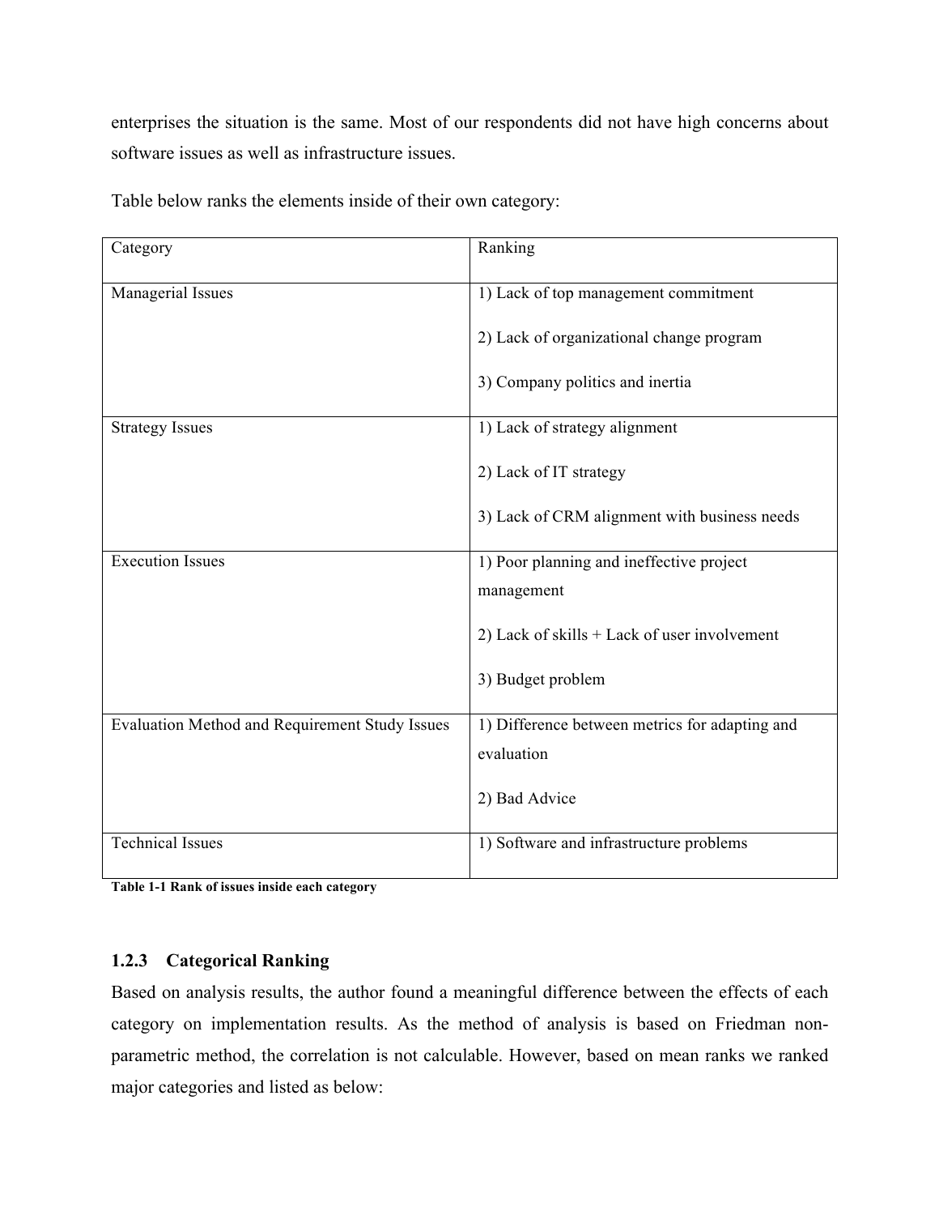enterprises the situation is the same. Most of our respondents did not have high concerns about software issues as well as infrastructure issues.

Table below ranks the elements inside of their own category:

| Category | Ranking |
| --- | --- |
| Managerial Issues | 1) Lack of top management commitment<br><br>2) Lack of organizational change program<br><br>3) Company politics and inertia |
| Strategy Issues | 1) Lack of strategy alignment<br><br>2) Lack of IT strategy<br><br>3) Lack of CRM alignment with business needs |
| Execution Issues | 1) Poor planning and ineffective project management<br><br>2) Lack of skills + Lack of user involvement<br><br>3) Budget problem |
| Evaluation Method and Requirement Study Issues | 1) Difference between metrics for adapting and evaluation<br><br>2) Bad Advice |
| Technical Issues | 1) Software and infrastructure problems |

**Table 1-1 Rank of issues inside each category**

### 1.2.3 Categorical Ranking

Based on analysis results, the author found a meaningful difference between the effects of each category on implementation results. As the method of analysis is based on Friedman non-parametric method, the correlation is not calculable. However, based on mean ranks we ranked major categories and listed as below: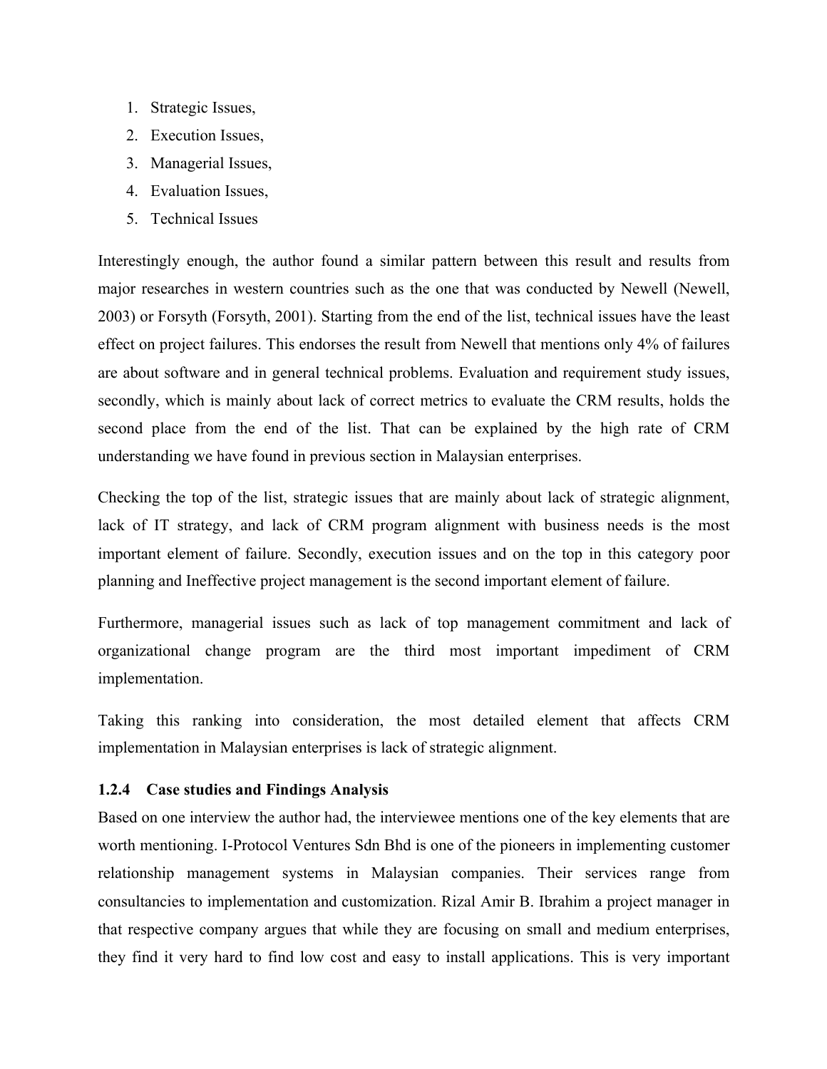1. Strategic Issues,
2. Execution Issues,
3. Managerial Issues,
4. Evaluation Issues,
5. Technical Issues

Interestingly enough, the author found a similar pattern between this result and results from major researches in western countries such as the one that was conducted by Newell (Newell, 2003) or Forsyth (Forsyth, 2001). Starting from the end of the list, technical issues have the least effect on project failures. This endorses the result from Newell that mentions only 4% of failures are about software and in general technical problems. Evaluation and requirement study issues, secondly, which is mainly about lack of correct metrics to evaluate the CRM results, holds the second place from the end of the list. That can be explained by the high rate of CRM understanding we have found in previous section in Malaysian enterprises.

Checking the top of the list, strategic issues that are mainly about lack of strategic alignment, lack of IT strategy, and lack of CRM program alignment with business needs is the most important element of failure. Secondly, execution issues and on the top in this category poor planning and Ineffective project management is the second important element of failure.

Furthermore, managerial issues such as lack of top management commitment and lack of organizational change program are the third most important impediment of CRM implementation.

Taking this ranking into consideration, the most detailed element that affects CRM implementation in Malaysian enterprises is lack of strategic alignment.

### 1.2.4 Case studies and Findings Analysis

Based on one interview the author had, the interviewee mentions one of the key elements that are worth mentioning. I-Protocol Ventures Sdn Bhd is one of the pioneers in implementing customer relationship management systems in Malaysian companies. Their services range from consultancies to implementation and customization. Rizal Amir B. Ibrahim a project manager in that respective company argues that while they are focusing on small and medium enterprises, they find it very hard to find low cost and easy to install applications. This is very important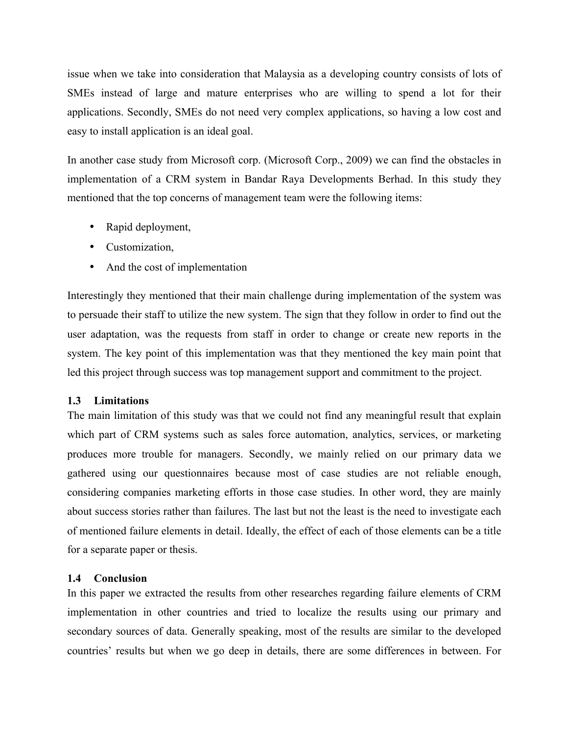issue when we take into consideration that Malaysia as a developing country consists of lots of SMEs instead of large and mature enterprises who are willing to spend a lot for their applications. Secondly, SMEs do not need very complex applications, so having a low cost and easy to install application is an ideal goal.

In another case study from Microsoft corp. (Microsoft Corp., 2009) we can find the obstacles in implementation of a CRM system in Bandar Raya Developments Berhad. In this study they mentioned that the top concerns of management team were the following items:

- Rapid deployment,
- Customization,
- And the cost of implementation

Interestingly they mentioned that their main challenge during implementation of the system was to persuade their staff to utilize the new system. The sign that they follow in order to find out the user adaptation, was the requests from staff in order to change or create new reports in the system. The key point of this implementation was that they mentioned the key main point that led this project through success was top management support and commitment to the project.

### 1.3 Limitations

The main limitation of this study was that we could not find any meaningful result that explain which part of CRM systems such as sales force automation, analytics, services, or marketing produces more trouble for managers. Secondly, we mainly relied on our primary data we gathered using our questionnaires because most of case studies are not reliable enough, considering companies marketing efforts in those case studies. In other word, they are mainly about success stories rather than failures. The last but not the least is the need to investigate each of mentioned failure elements in detail. Ideally, the effect of each of those elements can be a title for a separate paper or thesis.

### 1.4 Conclusion

In this paper we extracted the results from other researches regarding failure elements of CRM implementation in other countries and tried to localize the results using our primary and secondary sources of data. Generally speaking, most of the results are similar to the developed countries' results but when we go deep in details, there are some differences in between. For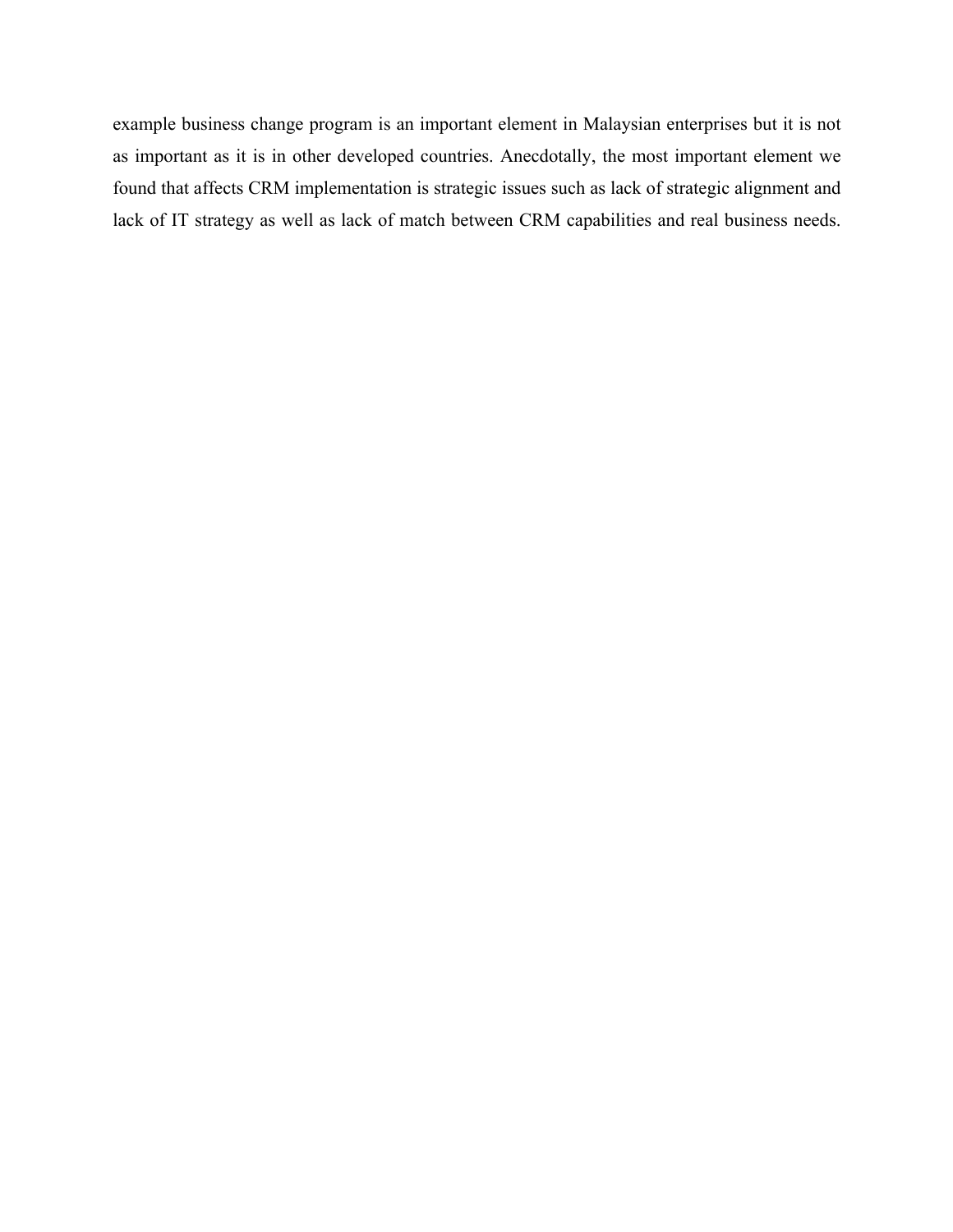example business change program is an important element in Malaysian enterprises but it is not as important as it is in other developed countries. Anecdotally, the most important element we found that affects CRM implementation is strategic issues such as lack of strategic alignment and lack of IT strategy as well as lack of match between CRM capabilities and real business needs.